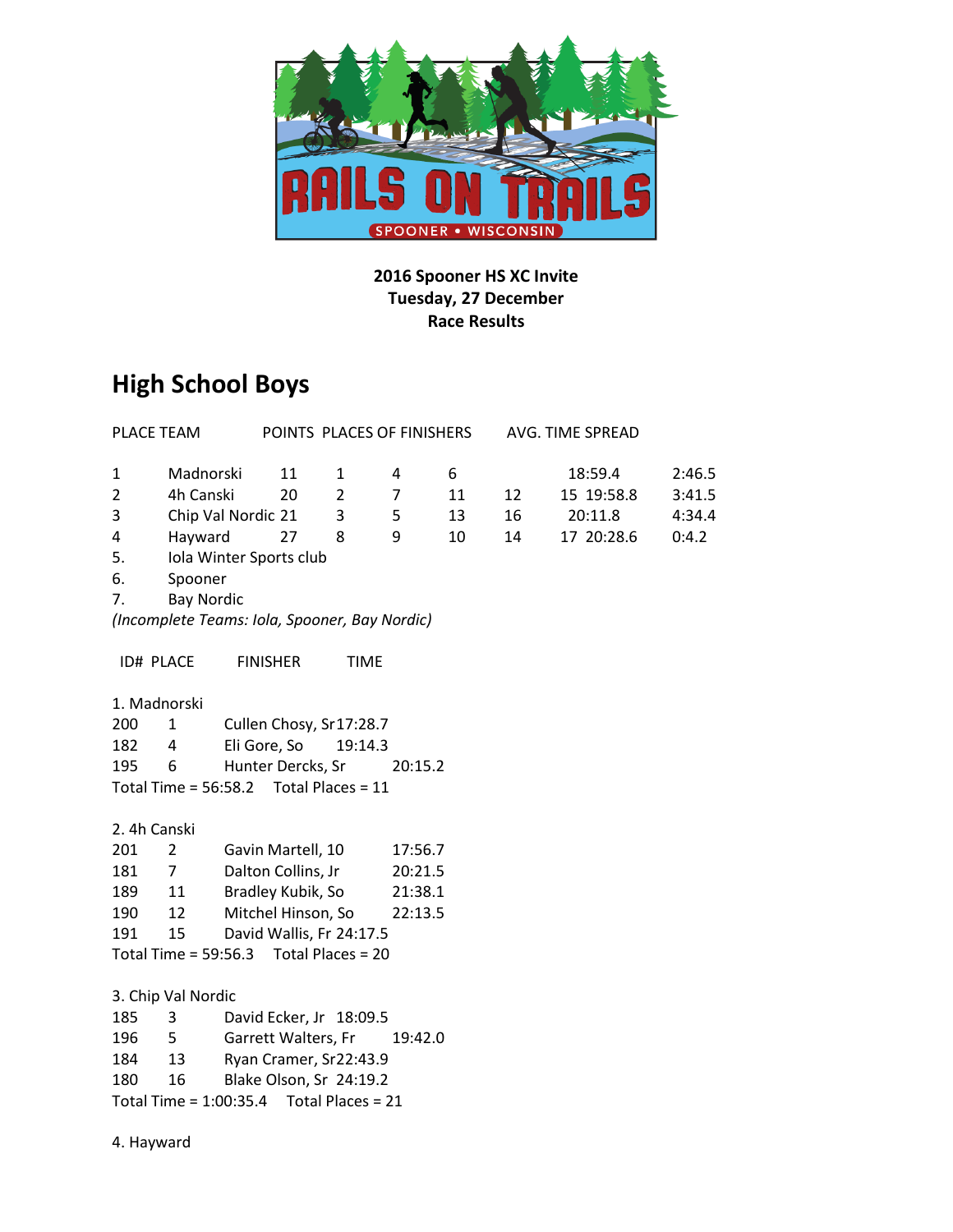**2016 Spooner HS XC Invite**
**Tuesday, 27 December**
**Race Results**

# High School Boys

| PLACE | TEAM | POINTS | PLACES OF FINISHERS | | | | | AVG. TIME | SPREAD |
|---|---|---|---|---|---|---|---|---|---|
| 1 | Madnorski | 11 | 1 | 4 | 6 | | | 18:59.4 | 2:46.5 |
| 2 | 4h Canski | 20 | 2 | 7 | 11 | 12 | 15 | 19:58.8 | 3:41.5 |
| 3 | Chip Val Nordic | 21 | 3 | 5 | 13 | 16 | | 20:11.8 | 4:34.4 |
| 4 | Hayward | 27 | 8 | 9 | 10 | 14 | 17 | 20:28.6 | 0:4.2 |
| 5. | Iola Winter Sports club | | | | | | | | |
| 6. | Spooner | | | | | | | | |
| 7. | Bay Nordic | | | | | | | | |

*(Incomplete Teams: Iola, Spooner, Bay Nordic)*

| ID# | PLACE | FINISHER | TIME |
|---|---|---|---|

1. Madnorski

| ID# | PLACE | FINISHER | TIME |
|---|---|---|---|
| 200 | 1 | Cullen Chosy, Sr | 17:28.7 |
| 182 | 4 | Eli Gore, So | 19:14.3 |
| 195 | 6 | Hunter Dercks, Sr | 20:15.2 |

Total Time = 56:58.2 Total Places = 11

2. 4h Canski

| ID# | PLACE | FINISHER | TIME |
|---|---|---|---|
| 201 | 2 | Gavin Martell, 10 | 17:56.7 |
| 181 | 7 | Dalton Collins, Jr | 20:21.5 |
| 189 | 11 | Bradley Kubik, So | 21:38.1 |
| 190 | 12 | Mitchel Hinson, So | 22:13.5 |
| 191 | 15 | David Wallis, Fr | 24:17.5 |

Total Time = 59:56.3 Total Places = 20

3. Chip Val Nordic

| ID# | PLACE | FINISHER | TIME |
|---|---|---|---|
| 185 | 3 | David Ecker, Jr | 18:09.5 |
| 196 | 5 | Garrett Walters, Fr | 19:42.0 |
| 184 | 13 | Ryan Cramer, Sr | 22:43.9 |
| 180 | 16 | Blake Olson, Sr | 24:19.2 |

Total Time = 1:00:35.4 Total Places = 21

4. Hayward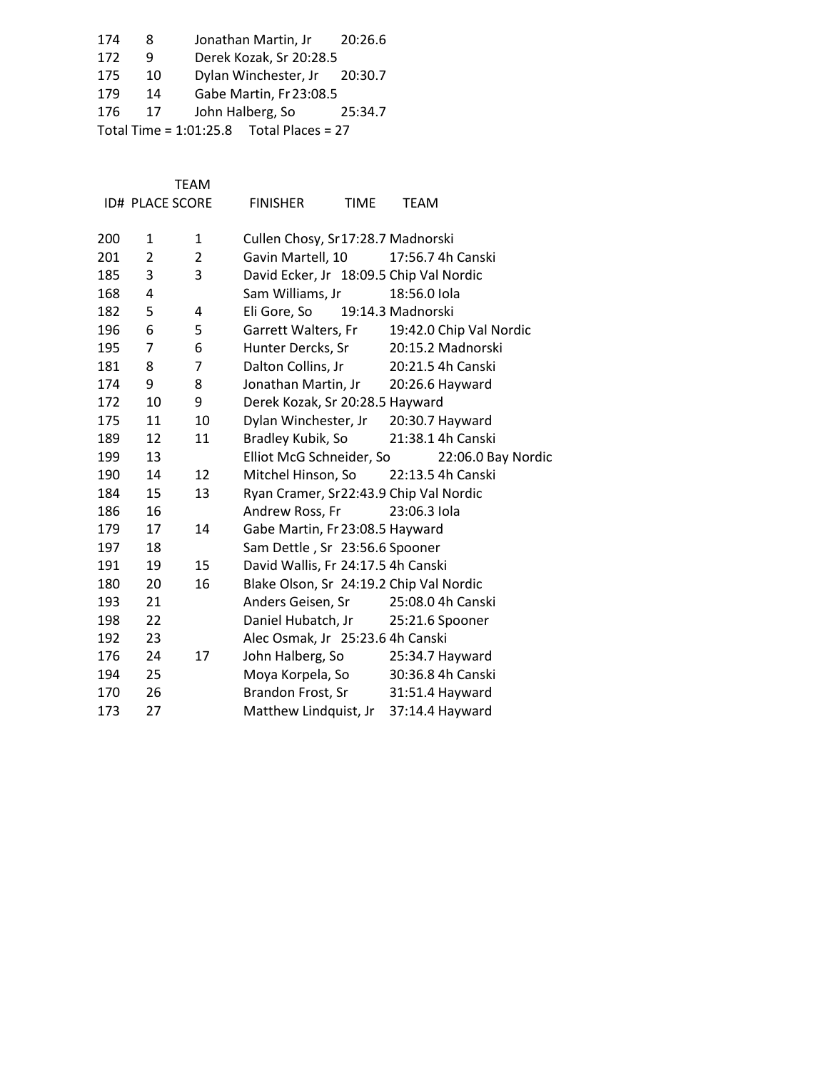| | | | |
|---|---|---|---|
| 174 | 8 | Jonathan Martin, Jr | 20:26.6 |
| 172 | 9 | Derek Kozak, Sr | 20:28.5 |
| 175 | 10 | Dylan Winchester, Jr | 20:30.7 |
| 179 | 14 | Gabe Martin, Fr | 23:08.5 |
| 176 | 17 | John Halberg, So | 25:34.7 |

Total Time = 1:01:25.8    Total Places = 27

| ID# | PLACE | TEAM SCORE | FINISHER | TIME | TEAM |
|---|---|---|---|---|---|
| 200 | 1 | 1 | Cullen Chosy, Sr | 17:28.7 | Madnorski |
| 201 | 2 | 2 | Gavin Martell, 10 | 17:56.7 | 4h Canski |
| 185 | 3 | 3 | David Ecker, Jr | 18:09.5 | Chip Val Nordic |
| 168 | 4 | | Sam Williams, Jr | 18:56.0 | Iola |
| 182 | 5 | 4 | Eli Gore, So | 19:14.3 | Madnorski |
| 196 | 6 | 5 | Garrett Walters, Fr | 19:42.0 | Chip Val Nordic |
| 195 | 7 | 6 | Hunter Dercks, Sr | 20:15.2 | Madnorski |
| 181 | 8 | 7 | Dalton Collins, Jr | 20:21.5 | 4h Canski |
| 174 | 9 | 8 | Jonathan Martin, Jr | 20:26.6 | Hayward |
| 172 | 10 | 9 | Derek Kozak, Sr | 20:28.5 | Hayward |
| 175 | 11 | 10 | Dylan Winchester, Jr | 20:30.7 | Hayward |
| 189 | 12 | 11 | Bradley Kubik, So | 21:38.1 | 4h Canski |
| 199 | 13 | | Elliot McG Schneider, So | 22:06.0 | Bay Nordic |
| 190 | 14 | 12 | Mitchel Hinson, So | 22:13.5 | 4h Canski |
| 184 | 15 | 13 | Ryan Cramer, Sr | 22:43.9 | Chip Val Nordic |
| 186 | 16 | | Andrew Ross, Fr | 23:06.3 | Iola |
| 179 | 17 | 14 | Gabe Martin, Fr | 23:08.5 | Hayward |
| 197 | 18 | | Sam Dettle , Sr | 23:56.6 | Spooner |
| 191 | 19 | 15 | David Wallis, Fr | 24:17.5 | 4h Canski |
| 180 | 20 | 16 | Blake Olson, Sr | 24:19.2 | Chip Val Nordic |
| 193 | 21 | | Anders Geisen, Sr | 25:08.0 | 4h Canski |
| 198 | 22 | | Daniel Hubatch, Jr | 25:21.6 | Spooner |
| 192 | 23 | | Alec Osmak, Jr | 25:23.6 | 4h Canski |
| 176 | 24 | 17 | John Halberg, So | 25:34.7 | Hayward |
| 194 | 25 | | Moya Korpela, So | 30:36.8 | 4h Canski |
| 170 | 26 | | Brandon Frost, Sr | 31:51.4 | Hayward |
| 173 | 27 | | Matthew Lindquist, Jr | 37:14.4 | Hayward |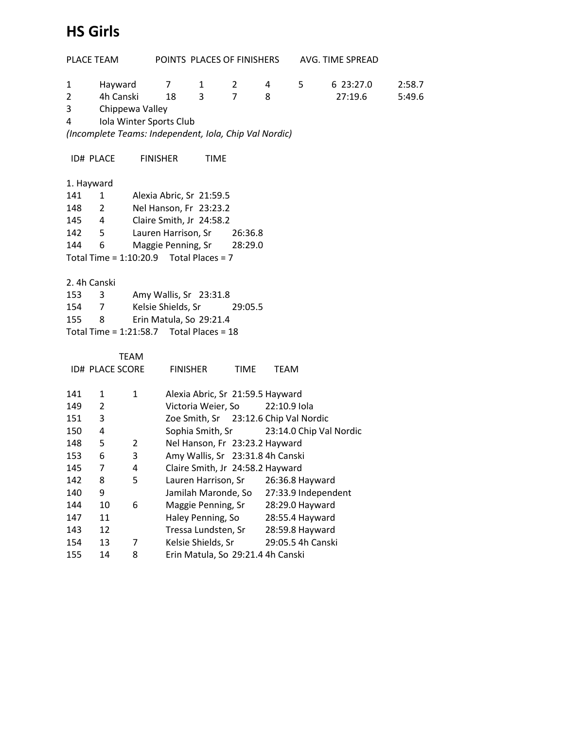# HS Girls

| PLACE | TEAM | POINTS | PLACES OF FINISHERS | | | | | AVG. TIME | SPREAD |
|---|---|---|---|---|---|---|---|---|---|
| 1 | Hayward | 7 | 1 | 2 | 4 | 5 | 6 | 23:27.0 | 2:58.7 |
| 2 | 4h Canski | 18 | 3 | 7 | 8 | | | 27:19.6 | 5:49.6 |
| 3 | Chippewa Valley | | | | | | | | |
| 4 | Iola Winter Sports Club | | | | | | | | |

*(Incomplete Teams: Independent, Iola, Chip Val Nordic)*

| ID# | PLACE | FINISHER | TIME |
|---|---|---|---|

1. Hayward

| ID# | PLACE | FINISHER | TIME |
|---|---|---|---|
| 141 | 1 | Alexia Abric, Sr | 21:59.5 |
| 148 | 2 | Nel Hanson, Fr | 23:23.2 |
| 145 | 4 | Claire Smith, Jr | 24:58.2 |
| 142 | 5 | Lauren Harrison, Sr | 26:36.8 |
| 144 | 6 | Maggie Penning, Sr | 28:29.0 |

Total Time = 1:10:20.9 Total Places = 7

2. 4h Canski

| ID# | PLACE | FINISHER | TIME |
|---|---|---|---|
| 153 | 3 | Amy Wallis, Sr | 23:31.8 |
| 154 | 7 | Kelsie Shields, Sr | 29:05.5 |
| 155 | 8 | Erin Matula, So | 29:21.4 |

Total Time = 1:21:58.7 Total Places = 18

| ID# | PLACE | TEAM SCORE | FINISHER | TIME | TEAM |
|---|---|---|---|---|---|
| 141 | 1 | 1 | Alexia Abric, Sr | 21:59.5 | Hayward |
| 149 | 2 | | Victoria Weier, So | 22:10.9 | Iola |
| 151 | 3 | | Zoe Smith, Sr | 23:12.6 | Chip Val Nordic |
| 150 | 4 | | Sophia Smith, Sr | 23:14.0 | Chip Val Nordic |
| 148 | 5 | 2 | Nel Hanson, Fr | 23:23.2 | Hayward |
| 153 | 6 | 3 | Amy Wallis, Sr | 23:31.8 | 4h Canski |
| 145 | 7 | 4 | Claire Smith, Jr | 24:58.2 | Hayward |
| 142 | 8 | 5 | Lauren Harrison, Sr | 26:36.8 | Hayward |
| 140 | 9 | | Jamilah Maronde, So | 27:33.9 | Independent |
| 144 | 10 | 6 | Maggie Penning, Sr | 28:29.0 | Hayward |
| 147 | 11 | | Haley Penning, So | 28:55.4 | Hayward |
| 143 | 12 | | Tressa Lundsten, Sr | 28:59.8 | Hayward |
| 154 | 13 | 7 | Kelsie Shields, Sr | 29:05.5 | 4h Canski |
| 155 | 14 | 8 | Erin Matula, So | 29:21.4 | 4h Canski |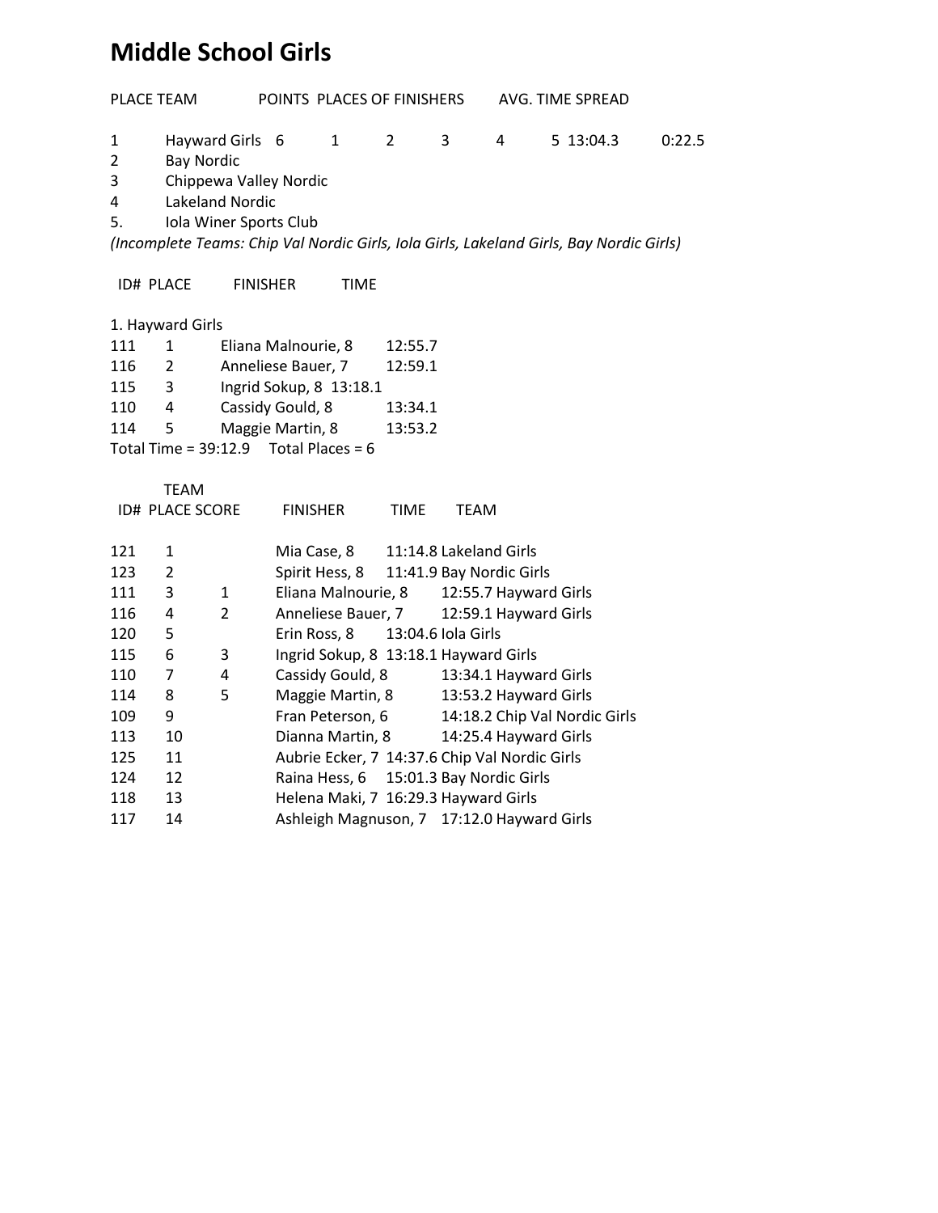# Middle School Girls

| PLACE | TEAM | POINTS | PLACES OF FINISHERS | | | | | AVG. TIME | SPREAD |
|---|---|---|---|---|---|---|---|---|---|
| 1 | Hayward Girls | 6 | 1 | 2 | 3 | 4 | 5 | 13:04.3 | 0:22.5 |
| 2 | Bay Nordic | | | | | | | | |
| 3 | Chippewa Valley Nordic | | | | | | | | |
| 4 | Lakeland Nordic | | | | | | | | |
| 5. | Iola Winer Sports Club | | | | | | | | |

*(Incomplete Teams: Chip Val Nordic Girls, Iola Girls, Lakeland Girls, Bay Nordic Girls)*

| ID# | PLACE | FINISHER | TIME |
|---|---|---|---|
| **1. Hayward Girls** | | | |
| 111 | 1 | Eliana Malnourie, 8 | 12:55.7 |
| 116 | 2 | Anneliese Bauer, 7 | 12:59.1 |
| 115 | 3 | Ingrid Sokup, 8 | 13:18.1 |
| 110 | 4 | Cassidy Gould, 8 | 13:34.1 |
| 114 | 5 | Maggie Martin, 8 | 13:53.2 |

Total Time = 39:12.9 Total Places = 6

| ID# | PLACE | TEAM SCORE | FINISHER | TIME | TEAM |
|---|---|---|---|---|---|
| 121 | 1 | | Mia Case, 8 | 11:14.8 | Lakeland Girls |
| 123 | 2 | | Spirit Hess, 8 | 11:41.9 | Bay Nordic Girls |
| 111 | 3 | 1 | Eliana Malnourie, 8 | 12:55.7 | Hayward Girls |
| 116 | 4 | 2 | Anneliese Bauer, 7 | 12:59.1 | Hayward Girls |
| 120 | 5 | | Erin Ross, 8 | 13:04.6 | Iola Girls |
| 115 | 6 | 3 | Ingrid Sokup, 8 | 13:18.1 | Hayward Girls |
| 110 | 7 | 4 | Cassidy Gould, 8 | 13:34.1 | Hayward Girls |
| 114 | 8 | 5 | Maggie Martin, 8 | 13:53.2 | Hayward Girls |
| 109 | 9 | | Fran Peterson, 6 | 14:18.2 | Chip Val Nordic Girls |
| 113 | 10 | | Dianna Martin, 8 | 14:25.4 | Hayward Girls |
| 125 | 11 | | Aubrie Ecker, 7 | 14:37.6 | Chip Val Nordic Girls |
| 124 | 12 | | Raina Hess, 6 | 15:01.3 | Bay Nordic Girls |
| 118 | 13 | | Helena Maki, 7 | 16:29.3 | Hayward Girls |
| 117 | 14 | | Ashleigh Magnuson, 7 | 17:12.0 | Hayward Girls |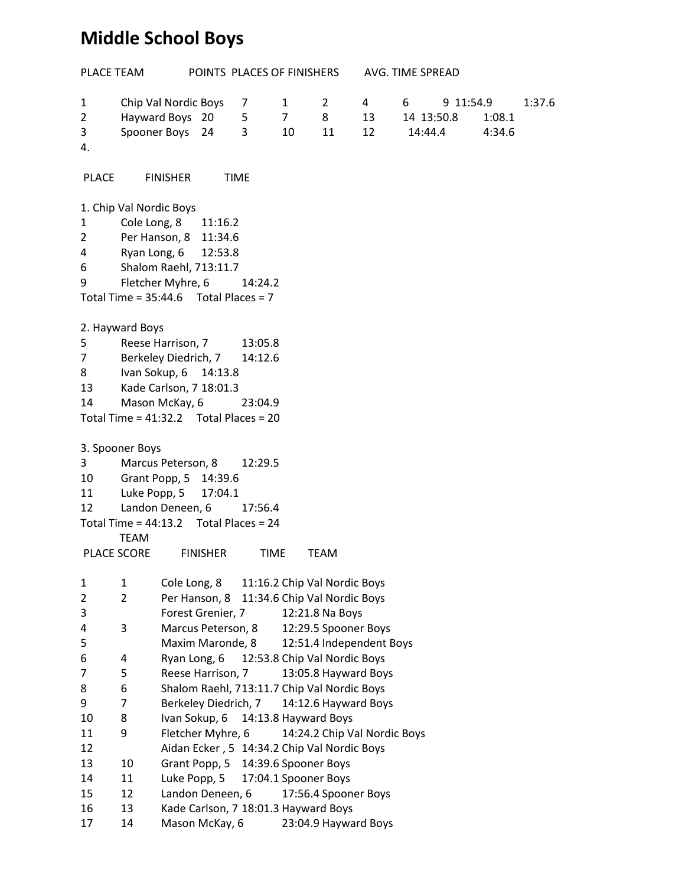# Middle School Boys

| PLACE | TEAM | POINTS | PLACES OF FINISHERS | | | | | AVG. TIME | SPREAD |
|---|---|---|---|---|---|---|---|---|---|
| 1 | Chip Val Nordic Boys | 7 | 1 | 2 | 4 | 6 | 9 | 11:54.9 | 1:37.6 |
| 2 | Hayward Boys | 20 | 5 | 7 | 8 | 13 | 14 | 13:50.8 | 1:08.1 |
| 3 | Spooner Boys | 24 | 3 | 10 | 11 | 12 | | 14:44.4 | 4:34.6 |
| 4. | | | | | | | | | |

| PLACE | FINISHER | TIME |
|---|---|---|

1. Chip Val Nordic Boys

| | | |
|---|---|---|
| 1 | Cole Long, 8 | 11:16.2 |
| 2 | Per Hanson, 8 | 11:34.6 |
| 4 | Ryan Long, 6 | 12:53.8 |
| 6 | Shalom Raehl, 7 | 13:11.7 |
| 9 | Fletcher Myhre, 6 | 14:24.2 |

Total Time = 35:44.6 Total Places = 7

2. Hayward Boys

| | | |
|---|---|---|
| 5 | Reese Harrison, 7 | 13:05.8 |
| 7 | Berkeley Diedrich, 7 | 14:12.6 |
| 8 | Ivan Sokup, 6 | 14:13.8 |
| 13 | Kade Carlson, 7 | 18:01.3 |
| 14 | Mason McKay, 6 | 23:04.9 |

Total Time = 41:32.2 Total Places = 20

3. Spooner Boys

| | | |
|---|---|---|
| 3 | Marcus Peterson, 8 | 12:29.5 |
| 10 | Grant Popp, 5 | 14:39.6 |
| 11 | Luke Popp, 5 | 17:04.1 |
| 12 | Landon Deneen, 6 | 17:56.4 |

Total Time = 44:13.2 Total Places = 24

| PLACE | TEAM SCORE | FINISHER | TIME | TEAM |
|---|---|---|---|---|
| 1 | 1 | Cole Long, 8 | 11:16.2 | Chip Val Nordic Boys |
| 2 | 2 | Per Hanson, 8 | 11:34.6 | Chip Val Nordic Boys |
| 3 | | Forest Grenier, 7 | 12:21.8 | Na Boys |
| 4 | 3 | Marcus Peterson, 8 | 12:29.5 | Spooner Boys |
| 5 | | Maxim Maronde, 8 | 12:51.4 | Independent Boys |
| 6 | 4 | Ryan Long, 6 | 12:53.8 | Chip Val Nordic Boys |
| 7 | 5 | Reese Harrison, 7 | 13:05.8 | Hayward Boys |
| 8 | 6 | Shalom Raehl, 7 | 13:11.7 | Chip Val Nordic Boys |
| 9 | 7 | Berkeley Diedrich, 7 | 14:12.6 | Hayward Boys |
| 10 | 8 | Ivan Sokup, 6 | 14:13.8 | Hayward Boys |
| 11 | 9 | Fletcher Myhre, 6 | 14:24.2 | Chip Val Nordic Boys |
| 12 | | Aidan Ecker , 5 | 14:34.2 | Chip Val Nordic Boys |
| 13 | 10 | Grant Popp, 5 | 14:39.6 | Spooner Boys |
| 14 | 11 | Luke Popp, 5 | 17:04.1 | Spooner Boys |
| 15 | 12 | Landon Deneen, 6 | 17:56.4 | Spooner Boys |
| 16 | 13 | Kade Carlson, 7 | 18:01.3 | Hayward Boys |
| 17 | 14 | Mason McKay, 6 | 23:04.9 | Hayward Boys |